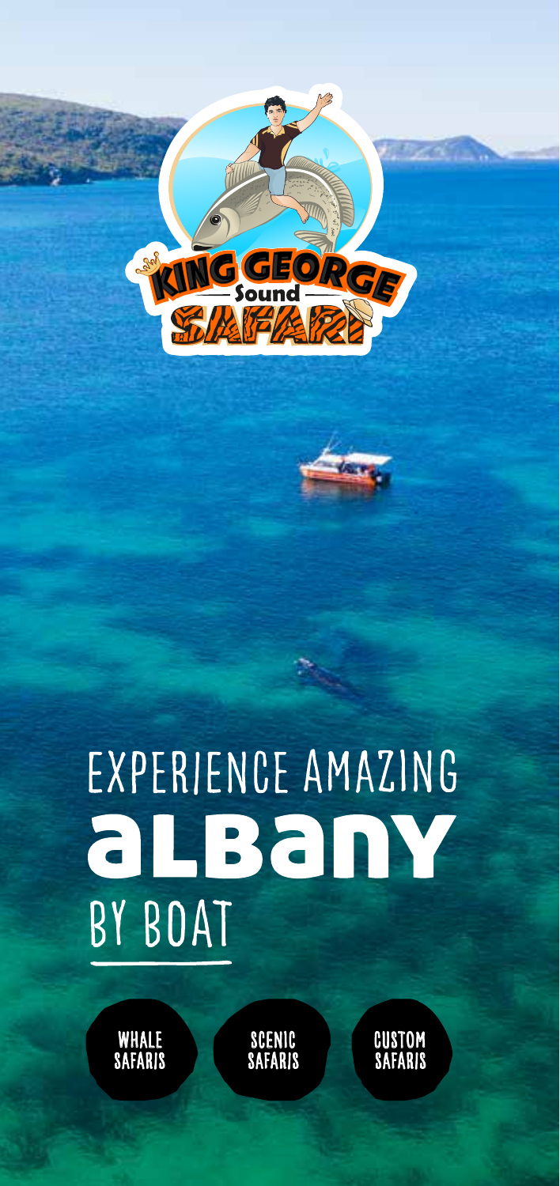KING GEORGE Sound SAFARI

# EXPERIENCE AMAZING ALBANY BY BOAT

WHALE SAFARIS

SCENIC SAFARIS

CUSTOM SAFARIS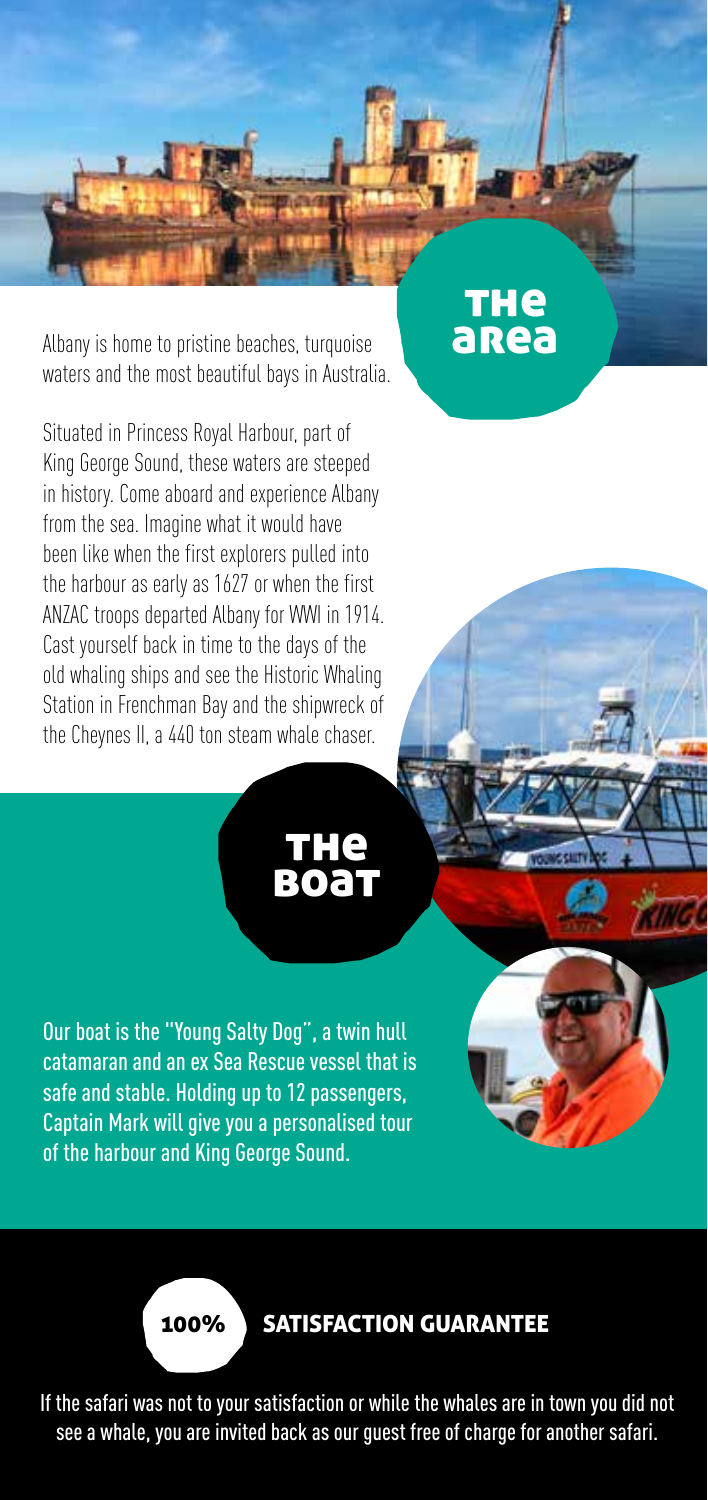## The area

Albany is home to pristine beaches, turquoise waters and the most beautiful bays in Australia.

Situated in Princess Royal Harbour, part of King George Sound, these waters are steeped in history. Come aboard and experience Albany from the sea. Imagine what it would have been like when the first explorers pulled into the harbour as early as 1627 or when the first ANZAC troops departed Albany for WWI in 1914. Cast yourself back in time to the days of the old whaling ships and see the Historic Whaling Station in Frenchman Bay and the shipwreck of the Cheynes II, a 440 ton steam whale chaser.

## The boat

Our boat is the "Young Salty Dog", a twin hull catamaran and an ex Sea Rescue vessel that is safe and stable. Holding up to 12 passengers, Captain Mark will give you a personalised tour of the harbour and King George Sound.

## 100% SATISFACTION GUARANTEE

If the safari was not to your satisfaction or while the whales are in town you did not see a whale, you are invited back as our guest free of charge for another safari.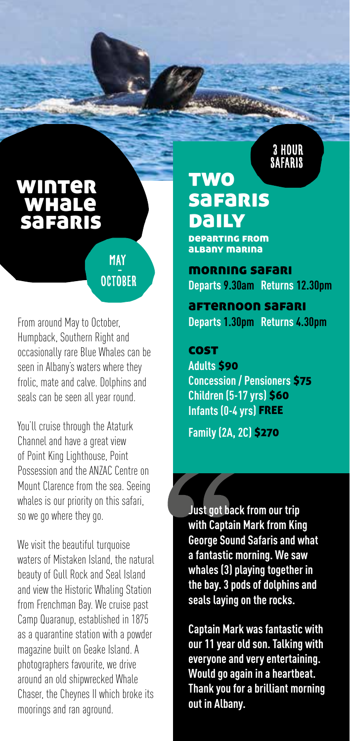# Winter Whale Safaris

MAY - OCTOBER

From around May to October, Humpback, Southern Right and occasionally rare Blue Whales can be seen in Albany's waters where they frolic, mate and calve. Dolphins and seals can be seen all year round.

You'll cruise through the Ataturk Channel and have a great view of Point King Lighthouse, Point Possession and the ANZAC Centre on Mount Clarence from the sea. Seeing whales is our priority on this safari, so we go where they go.

We visit the beautiful turquoise waters of Mistaken Island, the natural beauty of Gull Rock and Seal Island and view the Historic Whaling Station from Frenchman Bay. We cruise past Camp Quaranup, established in 1875 as a quarantine station with a powder magazine built on Geake Island. A photographers favourite, we drive around an old shipwrecked Whale Chaser, the Cheynes II which broke its moorings and ran aground.

3 HOUR SAFARIS

## Two Safaris Daily

**Departing from Albany Marina**

### Morning Safari

**Departs 9.30am Returns 12.30pm**

### Afternoon Safari

**Departs 1.30pm Returns 4.30pm**

### Cost

**Adults $90**
**Concession / Pensioners $75**
**Children (5-17 yrs) $60**
**Infants (0-4 yrs) FREE**

**Family (2A, 2C) $270**

**Just got back from our trip with Captain Mark from King George Sound Safaris and what a fantastic morning. We saw whales (3) playing together in the bay. 3 pods of dolphins and seals laying on the rocks.**

**Captain Mark was fantastic with our 11 year old son. Talking with everyone and very entertaining. Would go again in a heartbeat. Thank you for a brilliant morning out in Albany.**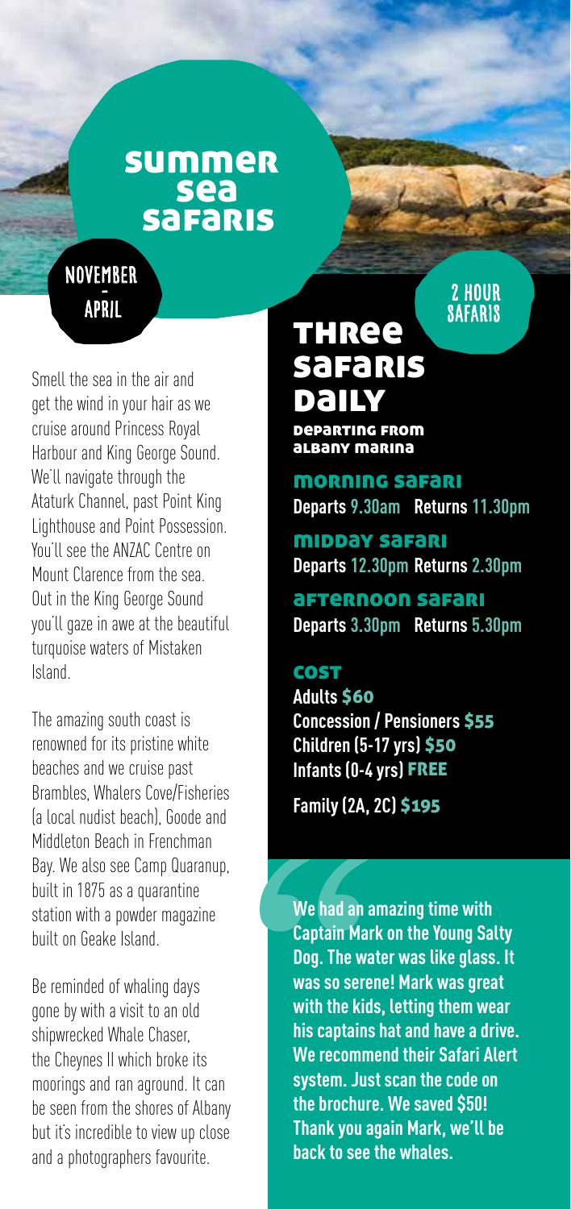# Summer Sea Safaris

**November - April**

Smell the sea in the air and get the wind in your hair as we cruise around Princess Royal Harbour and King George Sound. We'll navigate through the Ataturk Channel, past Point King Lighthouse and Point Possession. You'll see the ANZAC Centre on Mount Clarence from the sea. Out in the King George Sound you'll gaze in awe at the beautiful turquoise waters of Mistaken Island.

The amazing south coast is renowned for its pristine white beaches and we cruise past Brambles, Whalers Cove/Fisheries (a local nudist beach), Goode and Middleton Beach in Frenchman Bay. We also see Camp Quaranup, built in 1875 as a quarantine station with a powder magazine built on Geake Island.

Be reminded of whaling days gone by with a visit to an old shipwrecked Whale Chaser, the Cheynes II which broke its moorings and ran aground. It can be seen from the shores of Albany but it's incredible to view up close and a photographers favourite.

**2 Hour Safaris**

## Three Safaris Daily

**Departing from Albany Marina**

### Morning Safari

**Departs 9.30am Returns 11.30pm**

### Midday Safari

**Departs 12.30pm Returns 2.30pm**

### Afternoon Safari

**Departs 3.30pm Returns 5.30pm**

### Cost

**Adults $60**
**Concession / Pensioners $55**
**Children (5-17 yrs) $50**
**Infants (0-4 yrs) FREE**

**Family (2A, 2C) $195**

> **We had an amazing time with Captain Mark on the Young Salty Dog. The water was like glass. It was so serene! Mark was great with the kids, letting them wear his captains hat and have a drive. We recommend their Safari Alert system. Just scan the code on the brochure. We saved $50! Thank you again Mark, we'll be back to see the whales.**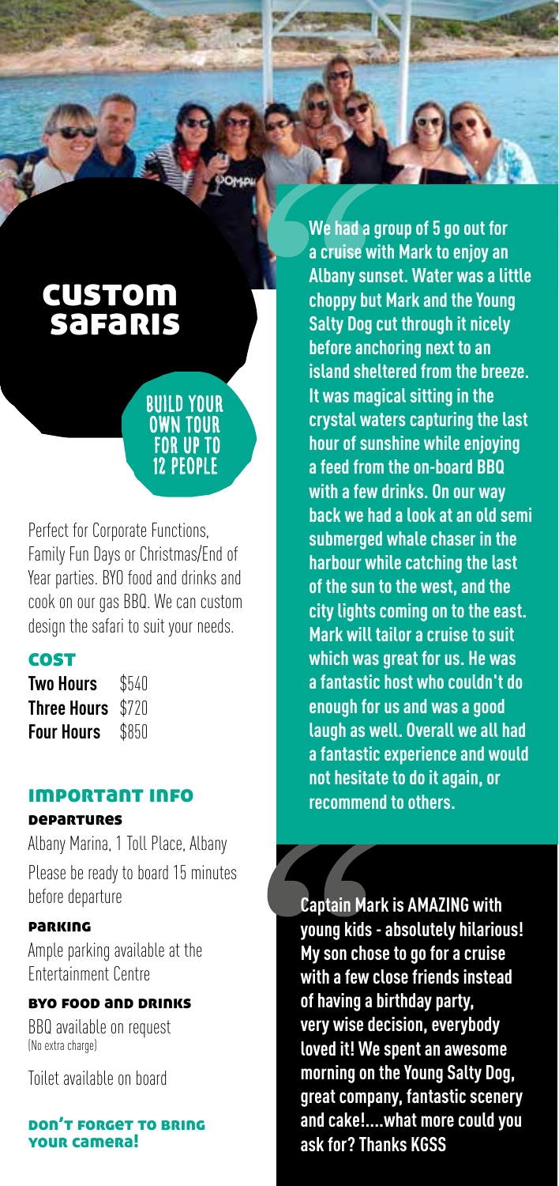# Custom Safaris

**Build your own tour for up to 12 people**

Perfect for Corporate Functions, Family Fun Days or Christmas/End of Year parties. BYO food and drinks and cook on our gas BBQ. We can custom design the safari to suit your needs.

## Cost

| | |
|---|---|
| **Two Hours** | $540 |
| **Three Hours** | $720 |
| **Four Hours** | $850 |

## Important Info

### Departures

Albany Marina, 1 Toll Place, Albany

Please be ready to board 15 minutes before departure

### Parking

Ample parking available at the Entertainment Centre

### BYO Food and Drinks

BBQ available on request (No extra charge)

Toilet available on board

**Don't forget to bring your camera!**

**We had a group of 5 go out for a cruise with Mark to enjoy an Albany sunset. Water was a little choppy but Mark and the Young Salty Dog cut through it nicely before anchoring next to an island sheltered from the breeze. It was magical sitting in the crystal waters capturing the last hour of sunshine while enjoying a feed from the on-board BBQ with a few drinks. On our way back we had a look at an old semi submerged whale chaser in the harbour while catching the last of the sun to the west, and the city lights coming on to the east. Mark will tailor a cruise to suit which was great for us. He was a fantastic host who couldn't do enough for us and was a good laugh as well. Overall we all had a fantastic experience and would not hesitate to do it again, or recommend to others.**

**Captain Mark is AMAZING with young kids - absolutely hilarious! My son chose to go for a cruise with a few close friends instead of having a birthday party, very wise decision, everybody loved it! We spent an awesome morning on the Young Salty Dog, great company, fantastic scenery and cake!....what more could you ask for? Thanks KGSS**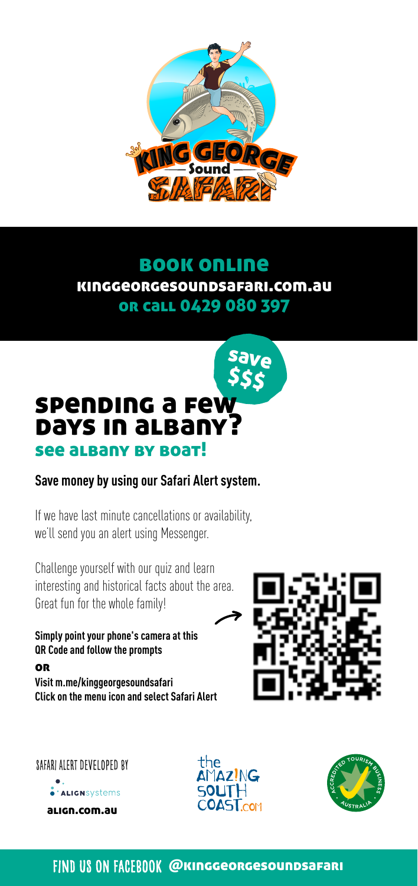# BOOK ONLINE

## KINGGEORGESOUNDSAFARI.COM.AU

## OR CALL 0429 080 397

Save $$$

# SPENDING A FEW DAYS IN ALBANY?

## SEE ALBANY BY BOAT!

**Save money by using our Safari Alert system.**

If we have last minute cancellations or availability, we'll send you an alert using Messenger.

Challenge yourself with our quiz and learn interesting and historical facts about the area. Great fun for the whole family!

**Simply point your phone's camera at this QR Code and follow the prompts**

**OR**

**Visit m.me/kinggeorgesoundsafari**
**Click on the menu icon and select Safari Alert**

SAFARI ALERT DEVELOPED BY

ALIGNsystems

align.com.au

FIND US ON FACEBOOK @KINGGEORGESOUNDSAFARI